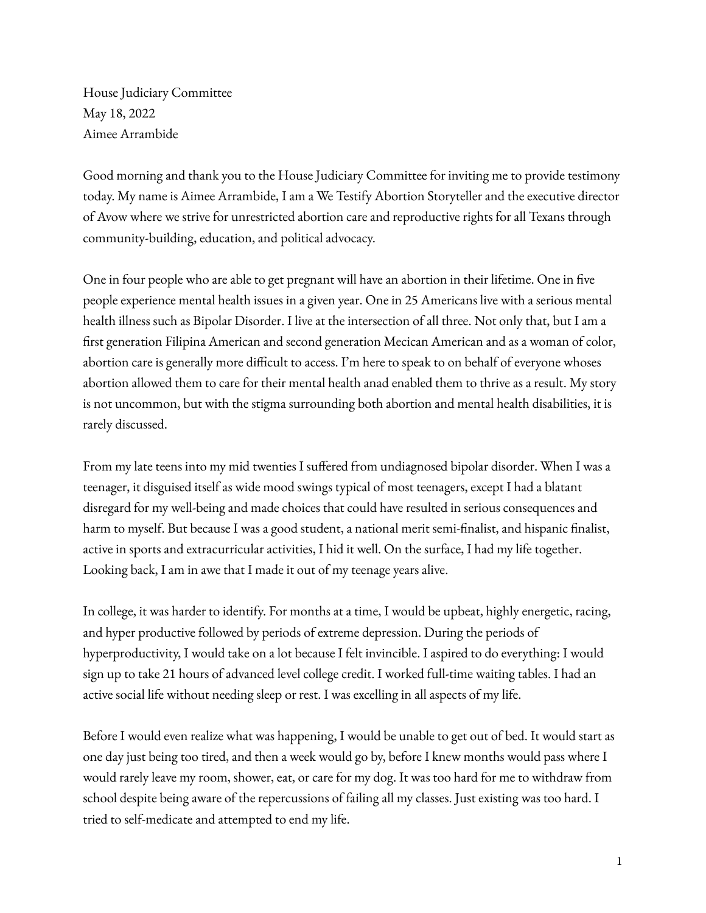House Judiciary Committee
May 18, 2022
Aimee Arrambide

Good morning and thank you to the House Judiciary Committee for inviting me to provide testimony today. My name is Aimee Arrambide, I am a We Testify Abortion Storyteller and the executive director of Avow where we strive for unrestricted abortion care and reproductive rights for all Texans through community-building, education, and political advocacy.

One in four people who are able to get pregnant will have an abortion in their lifetime. One in five people experience mental health issues in a given year. One in 25 Americans live with a serious mental health illness such as Bipolar Disorder. I live at the intersection of all three. Not only that, but I am a first generation Filipina American and second generation Mecican American and as a woman of color, abortion care is generally more difficult to access. I'm here to speak to on behalf of everyone whoses abortion allowed them to care for their mental health anad enabled them to thrive as a result. My story is not uncommon, but with the stigma surrounding both abortion and mental health disabilities, it is rarely discussed.

From my late teens into my mid twenties I suffered from undiagnosed bipolar disorder. When I was a teenager, it disguised itself as wide mood swings typical of most teenagers, except I had a blatant disregard for my well-being and made choices that could have resulted in serious consequences and harm to myself. But because I was a good student, a national merit semi-finalist, and hispanic finalist, active in sports and extracurricular activities, I hid it well. On the surface, I had my life together. Looking back, I am in awe that I made it out of my teenage years alive.

In college, it was harder to identify. For months at a time, I would be upbeat, highly energetic, racing, and hyper productive followed by periods of extreme depression. During the periods of hyperproductivity, I would take on a lot because I felt invincible. I aspired to do everything: I would sign up to take 21 hours of advanced level college credit. I worked full-time waiting tables. I had an active social life without needing sleep or rest. I was excelling in all aspects of my life.

Before I would even realize what was happening, I would be unable to get out of bed. It would start as one day just being too tired, and then a week would go by, before I knew months would pass where I would rarely leave my room, shower, eat, or care for my dog. It was too hard for me to withdraw from school despite being aware of the repercussions of failing all my classes. Just existing was too hard. I tried to self-medicate and attempted to end my life.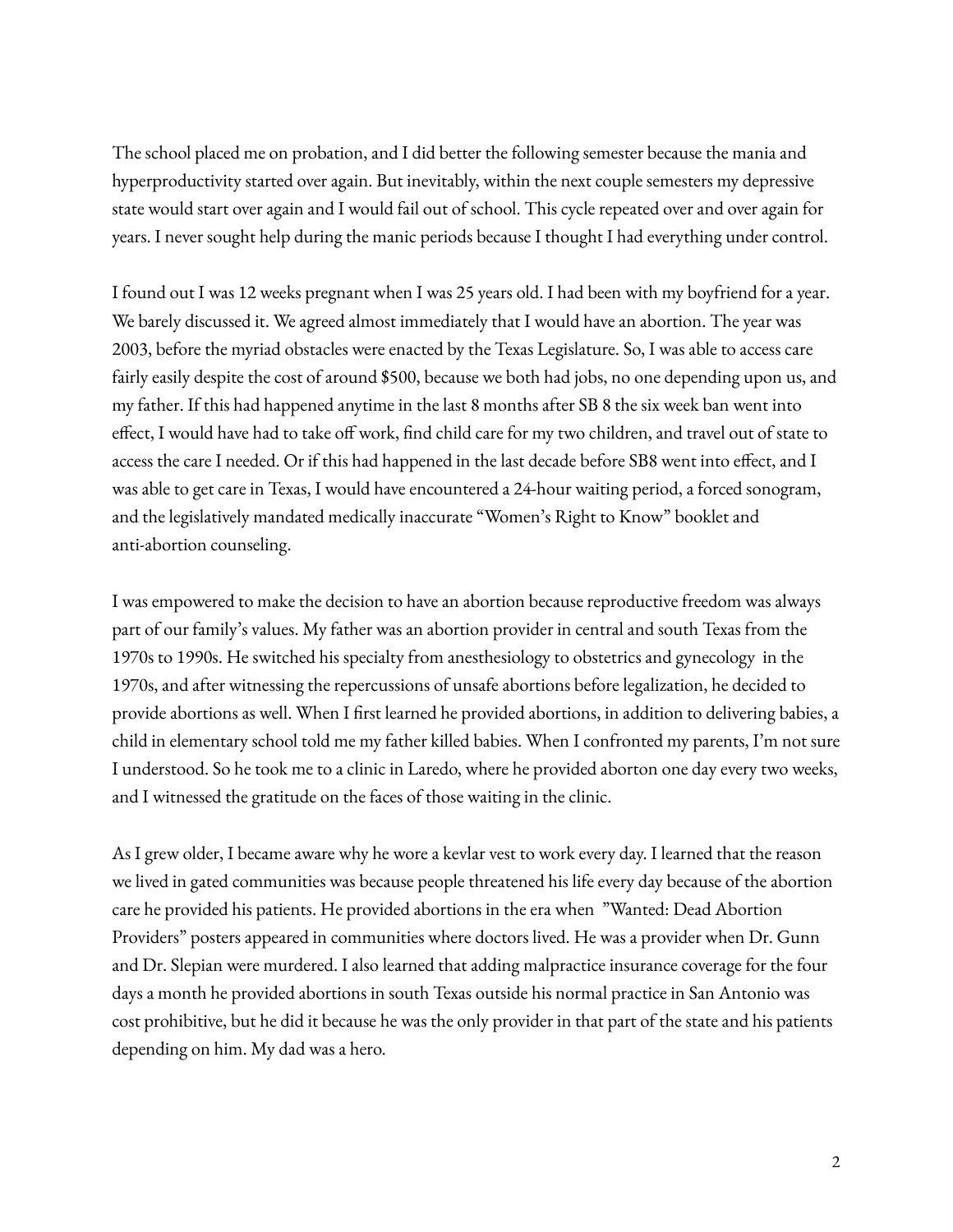The school placed me on probation, and I did better the following semester because the mania and hyperproductivity started over again. But inevitably, within the next couple semesters my depressive state would start over again and I would fail out of school. This cycle repeated over and over again for years. I never sought help during the manic periods because I thought I had everything under control.

I found out I was 12 weeks pregnant when I was 25 years old. I had been with my boyfriend for a year. We barely discussed it. We agreed almost immediately that I would have an abortion. The year was 2003, before the myriad obstacles were enacted by the Texas Legislature. So, I was able to access care fairly easily despite the cost of around $500, because we both had jobs, no one depending upon us, and my father. If this had happened anytime in the last 8 months after SB 8 the six week ban went into effect, I would have had to take off work, find child care for my two children, and travel out of state to access the care I needed. Or if this had happened in the last decade before SB8 went into effect, and I was able to get care in Texas, I would have encountered a 24-hour waiting period, a forced sonogram, and the legislatively mandated medically inaccurate "Women's Right to Know" booklet and anti-abortion counseling.

I was empowered to make the decision to have an abortion because reproductive freedom was always part of our family's values. My father was an abortion provider in central and south Texas from the 1970s to 1990s. He switched his specialty from anesthesiology to obstetrics and gynecology in the 1970s, and after witnessing the repercussions of unsafe abortions before legalization, he decided to provide abortions as well. When I first learned he provided abortions, in addition to delivering babies, a child in elementary school told me my father killed babies. When I confronted my parents, I'm not sure I understood. So he took me to a clinic in Laredo, where he provided aborton one day every two weeks, and I witnessed the gratitude on the faces of those waiting in the clinic.

As I grew older, I became aware why he wore a kevlar vest to work every day. I learned that the reason we lived in gated communities was because people threatened his life every day because of the abortion care he provided his patients. He provided abortions in the era when "Wanted: Dead Abortion Providers" posters appeared in communities where doctors lived. He was a provider when Dr. Gunn and Dr. Slepian were murdered. I also learned that adding malpractice insurance coverage for the four days a month he provided abortions in south Texas outside his normal practice in San Antonio was cost prohibitive, but he did it because he was the only provider in that part of the state and his patients depending on him. My dad was a hero.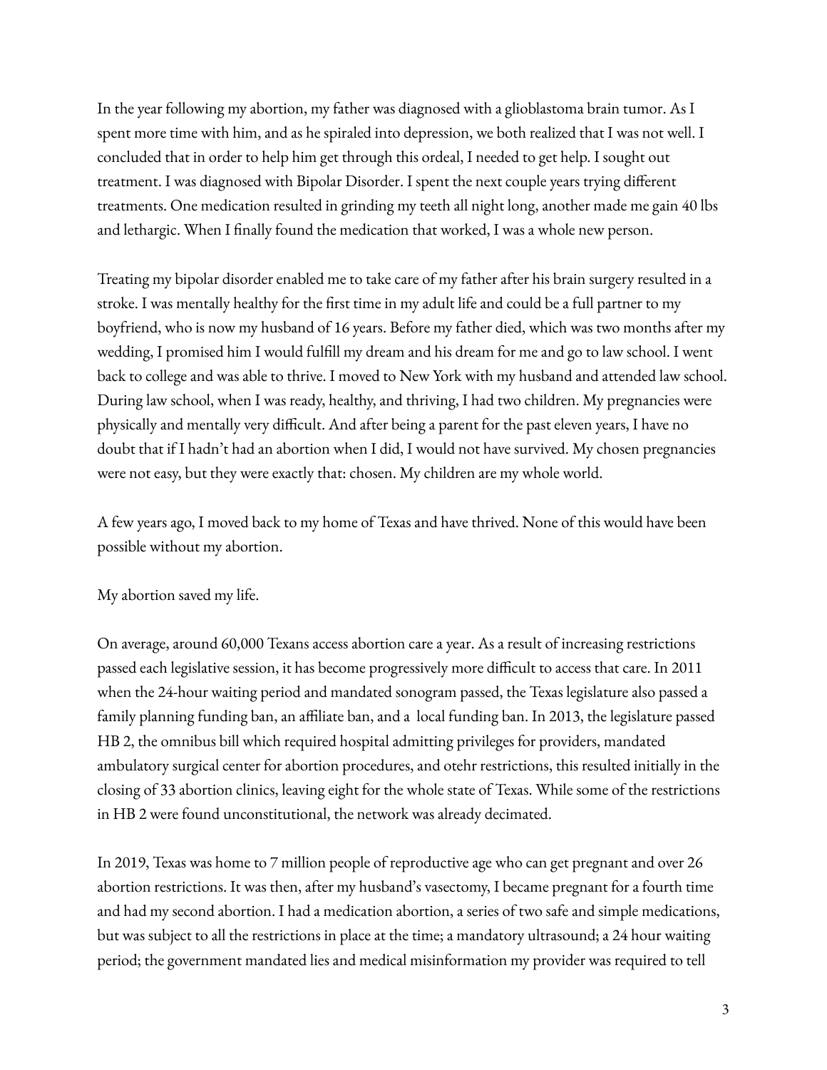In the year following my abortion, my father was diagnosed with a glioblastoma brain tumor. As I spent more time with him, and as he spiraled into depression, we both realized that I was not well. I concluded that in order to help him get through this ordeal, I needed to get help. I sought out treatment. I was diagnosed with Bipolar Disorder. I spent the next couple years trying different treatments. One medication resulted in grinding my teeth all night long, another made me gain 40 lbs and lethargic. When I finally found the medication that worked, I was a whole new person.

Treating my bipolar disorder enabled me to take care of my father after his brain surgery resulted in a stroke. I was mentally healthy for the first time in my adult life and could be a full partner to my boyfriend, who is now my husband of 16 years. Before my father died, which was two months after my wedding, I promised him I would fulfill my dream and his dream for me and go to law school. I went back to college and was able to thrive. I moved to New York with my husband and attended law school. During law school, when I was ready, healthy, and thriving, I had two children. My pregnancies were physically and mentally very difficult. And after being a parent for the past eleven years, I have no doubt that if I hadn't had an abortion when I did, I would not have survived. My chosen pregnancies were not easy, but they were exactly that: chosen. My children are my whole world.

A few years ago, I moved back to my home of Texas and have thrived. None of this would have been possible without my abortion.

My abortion saved my life.

On average, around 60,000 Texans access abortion care a year. As a result of increasing restrictions passed each legislative session, it has become progressively more difficult to access that care. In 2011 when the 24-hour waiting period and mandated sonogram passed, the Texas legislature also passed a family planning funding ban, an affiliate ban, and a  local funding ban. In 2013, the legislature passed HB 2, the omnibus bill which required hospital admitting privileges for providers, mandated ambulatory surgical center for abortion procedures, and otehr restrictions, this resulted initially in the closing of 33 abortion clinics, leaving eight for the whole state of Texas. While some of the restrictions in HB 2 were found unconstitutional, the network was already decimated.

In 2019, Texas was home to 7 million people of reproductive age who can get pregnant and over 26 abortion restrictions. It was then, after my husband's vasectomy, I became pregnant for a fourth time and had my second abortion. I had a medication abortion, a series of two safe and simple medications, but was subject to all the restrictions in place at the time; a mandatory ultrasound; a 24 hour waiting period; the government mandated lies and medical misinformation my provider was required to tell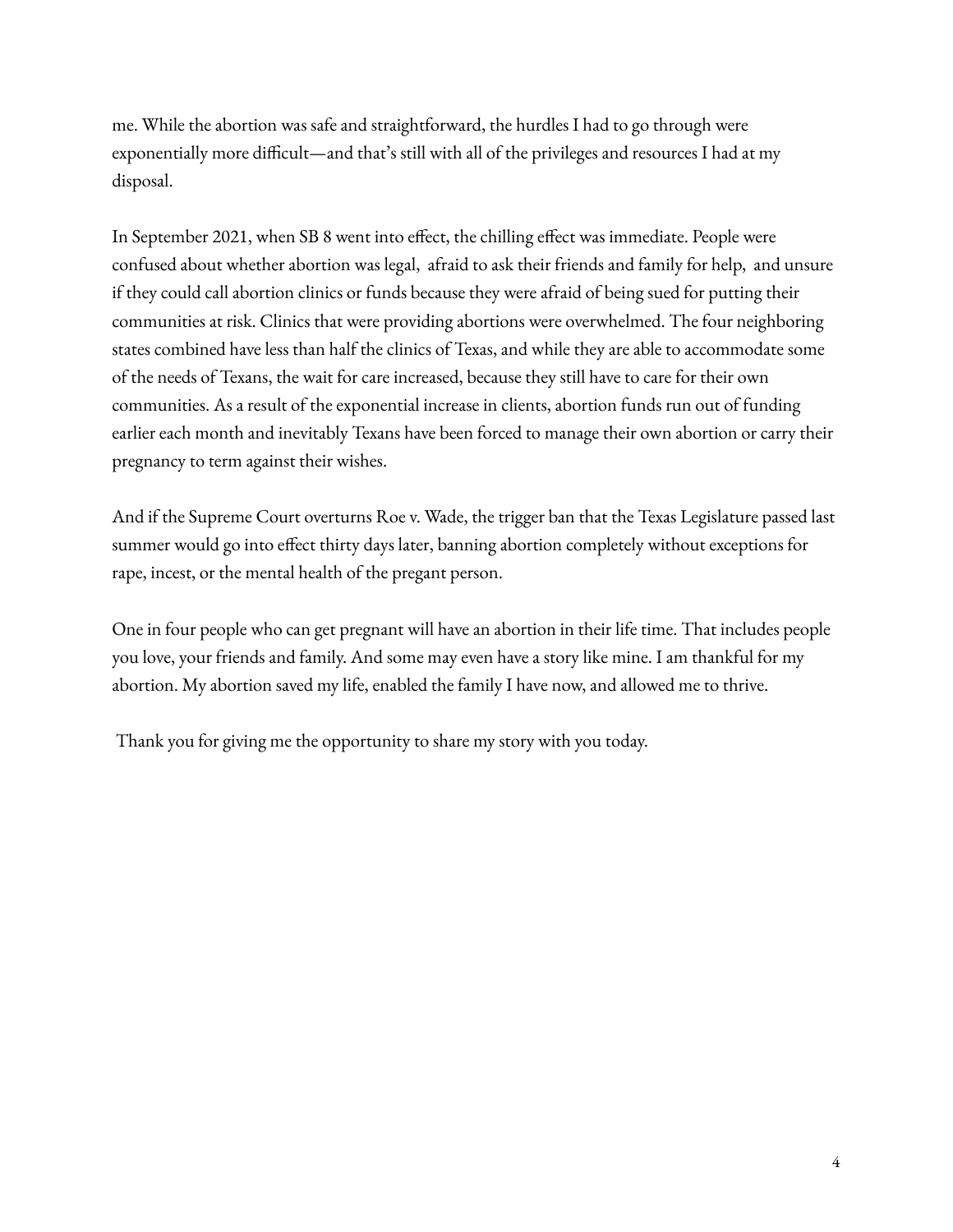me. While the abortion was safe and straightforward, the hurdles I had to go through were exponentially more difficult—and that's still with all of the privileges and resources I had at my disposal.

In September 2021, when SB 8 went into effect, the chilling effect was immediate. People were confused about whether abortion was legal, afraid to ask their friends and family for help, and unsure if they could call abortion clinics or funds because they were afraid of being sued for putting their communities at risk. Clinics that were providing abortions were overwhelmed. The four neighboring states combined have less than half the clinics of Texas, and while they are able to accommodate some of the needs of Texans, the wait for care increased, because they still have to care for their own communities. As a result of the exponential increase in clients, abortion funds run out of funding earlier each month and inevitably Texans have been forced to manage their own abortion or carry their pregnancy to term against their wishes.

And if the Supreme Court overturns Roe v. Wade, the trigger ban that the Texas Legislature passed last summer would go into effect thirty days later, banning abortion completely without exceptions for rape, incest, or the mental health of the pregant person.

One in four people who can get pregnant will have an abortion in their life time. That includes people you love, your friends and family. And some may even have a story like mine. I am thankful for my abortion. My abortion saved my life, enabled the family I have now, and allowed me to thrive.

Thank you for giving me the opportunity to share my story with you today.